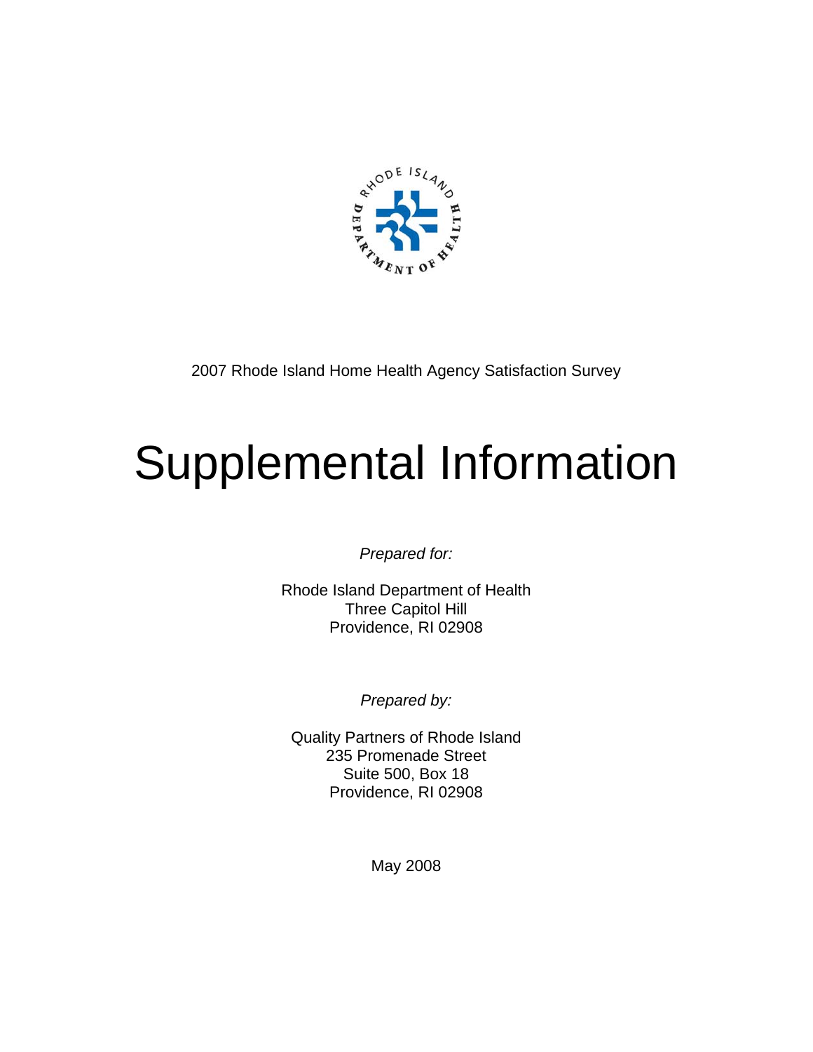2007 Rhode Island Home Health Agency Satisfaction Survey

# Supplemental Information

*Prepared for:*

Rhode Island Department of Health
Three Capitol Hill
Providence, RI 02908

*Prepared by:*

Quality Partners of Rhode Island
235 Promenade Street
Suite 500, Box 18
Providence, RI 02908

May 2008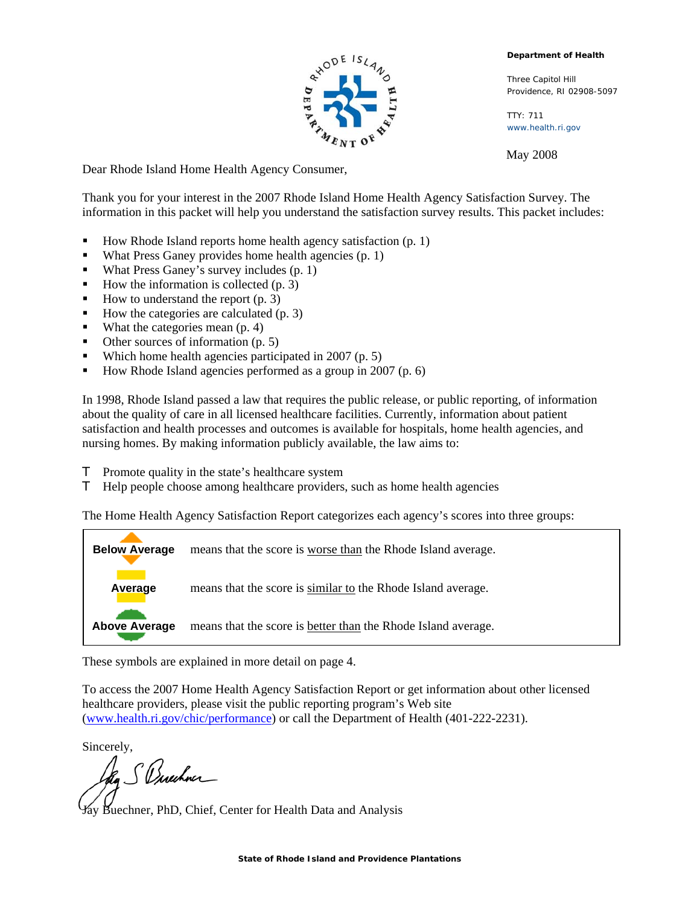**Department of Health**

Three Capitol Hill
Providence, RI 02908-5097

TTY: 711
www.health.ri.gov

May 2008

Dear Rhode Island Home Health Agency Consumer,

Thank you for your interest in the 2007 Rhode Island Home Health Agency Satisfaction Survey. The information in this packet will help you understand the satisfaction survey results. This packet includes:

- How Rhode Island reports home health agency satisfaction (p. 1)
- What Press Ganey provides home health agencies (p. 1)
- What Press Ganey's survey includes (p. 1)
- How the information is collected (p. 3)
- How to understand the report (p. 3)
- How the categories are calculated (p. 3)
- What the categories mean (p. 4)
- Other sources of information (p. 5)
- Which home health agencies participated in 2007 (p. 5)
- How Rhode Island agencies performed as a group in 2007 (p. 6)

In 1998, Rhode Island passed a law that requires the public release, or public reporting, of information about the quality of care in all licensed healthcare facilities. Currently, information about patient satisfaction and health processes and outcomes is available for hospitals, home health agencies, and nursing homes. By making information publicly available, the law aims to:

- Promote quality in the state's healthcare system
- Help people choose among healthcare providers, such as home health agencies

The Home Health Agency Satisfaction Report categorizes each agency's scores into three groups:

| | |
|---|---|
| **Below Average** | means that the score is worse than the Rhode Island average. |
| **Average** | means that the score is similar to the Rhode Island average. |
| **Above Average** | means that the score is better than the Rhode Island average. |

These symbols are explained in more detail on page 4.

To access the 2007 Home Health Agency Satisfaction Report or get information about other licensed healthcare providers, please visit the public reporting program's Web site (www.health.ri.gov/chic/performance) or call the Department of Health (401-222-2231).

Sincerely,

Jay Buechner, PhD, Chief, Center for Health Data and Analysis

**State of Rhode Island and Providence Plantations**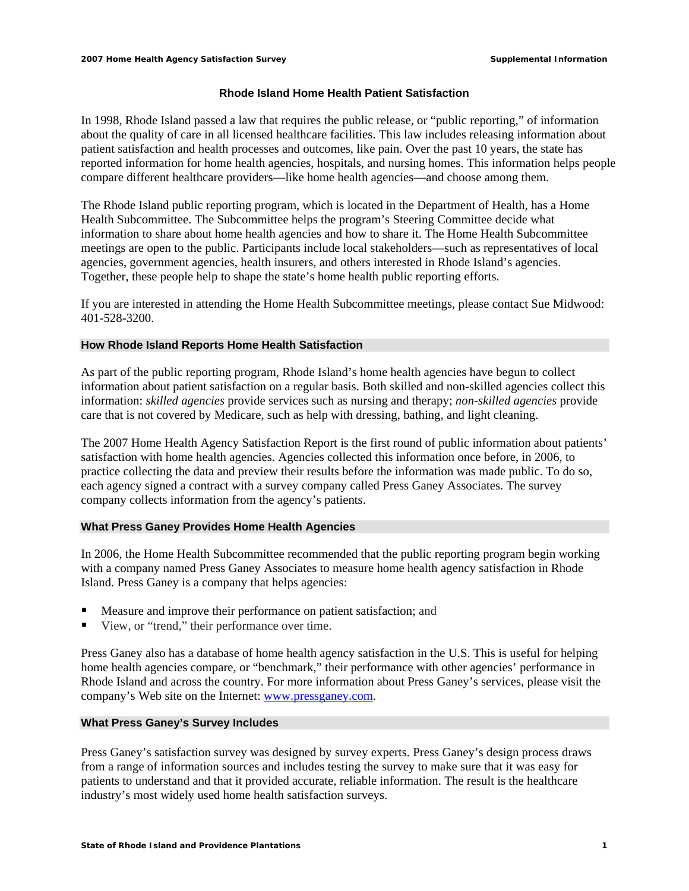# Rhode Island Home Health Patient Satisfaction

In 1998, Rhode Island passed a law that requires the public release, or "public reporting," of information about the quality of care in all licensed healthcare facilities. This law includes releasing information about patient satisfaction and health processes and outcomes, like pain. Over the past 10 years, the state has reported information for home health agencies, hospitals, and nursing homes. This information helps people compare different healthcare providers—like home health agencies—and choose among them.

The Rhode Island public reporting program, which is located in the Department of Health, has a Home Health Subcommittee. The Subcommittee helps the program's Steering Committee decide what information to share about home health agencies and how to share it. The Home Health Subcommittee meetings are open to the public. Participants include local stakeholders—such as representatives of local agencies, government agencies, health insurers, and others interested in Rhode Island's agencies. Together, these people help to shape the state's home health public reporting efforts.

If you are interested in attending the Home Health Subcommittee meetings, please contact Sue Midwood: 401-528-3200.

## How Rhode Island Reports Home Health Satisfaction

As part of the public reporting program, Rhode Island's home health agencies have begun to collect information about patient satisfaction on a regular basis. Both skilled and non-skilled agencies collect this information: *skilled agencies* provide services such as nursing and therapy; *non-skilled agencies* provide care that is not covered by Medicare, such as help with dressing, bathing, and light cleaning.

The 2007 Home Health Agency Satisfaction Report is the first round of public information about patients' satisfaction with home health agencies. Agencies collected this information once before, in 2006, to practice collecting the data and preview their results before the information was made public. To do so, each agency signed a contract with a survey company called Press Ganey Associates. The survey company collects information from the agency's patients.

## What Press Ganey Provides Home Health Agencies

In 2006, the Home Health Subcommittee recommended that the public reporting program begin working with a company named Press Ganey Associates to measure home health agency satisfaction in Rhode Island. Press Ganey is a company that helps agencies:

- Measure and improve their performance on patient satisfaction; and
- View, or "trend," their performance over time.

Press Ganey also has a database of home health agency satisfaction in the U.S. This is useful for helping home health agencies compare, or "benchmark," their performance with other agencies' performance in Rhode Island and across the country. For more information about Press Ganey's services, please visit the company's Web site on the Internet: [www.pressganey.com](http://www.pressganey.com).

## What Press Ganey's Survey Includes

Press Ganey's satisfaction survey was designed by survey experts. Press Ganey's design process draws from a range of information sources and includes testing the survey to make sure that it was easy for patients to understand and that it provided accurate, reliable information. The result is the healthcare industry's most widely used home health satisfaction surveys.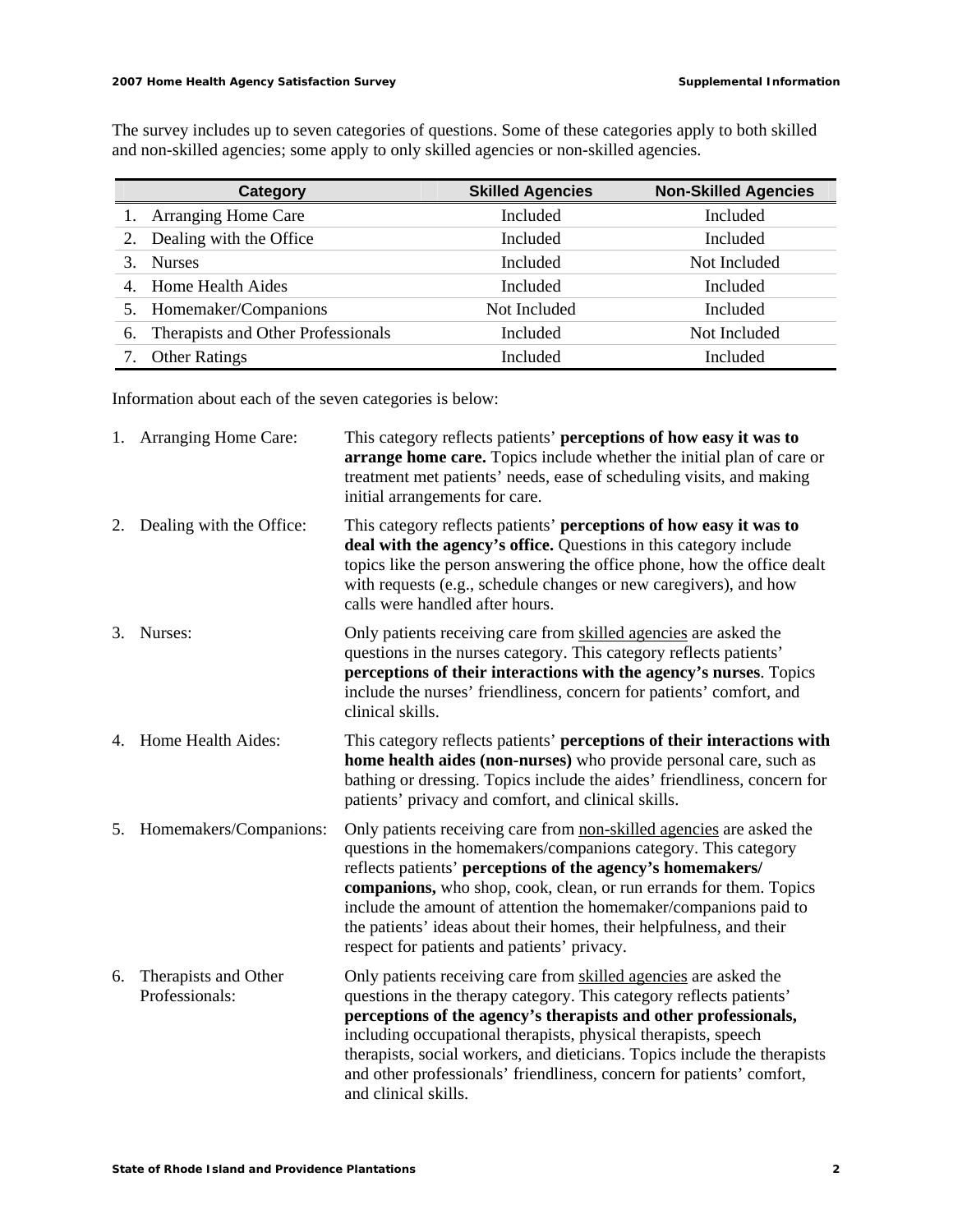The survey includes up to seven categories of questions. Some of these categories apply to both skilled and non-skilled agencies; some apply to only skilled agencies or non-skilled agencies.

| Category | Skilled Agencies | Non-Skilled Agencies |
|---|---|---|
| 1. Arranging Home Care | Included | Included |
| 2. Dealing with the Office | Included | Included |
| 3. Nurses | Included | Not Included |
| 4. Home Health Aides | Included | Included |
| 5. Homemaker/Companions | Not Included | Included |
| 6. Therapists and Other Professionals | Included | Not Included |
| 7. Other Ratings | Included | Included |

Information about each of the seven categories is below:

1. Arranging Home Care: This category reflects patients' **perceptions of how easy it was to arrange home care.** Topics include whether the initial plan of care or treatment met patients' needs, ease of scheduling visits, and making initial arrangements for care.

2. Dealing with the Office: This category reflects patients' **perceptions of how easy it was to deal with the agency's office.** Questions in this category include topics like the person answering the office phone, how the office dealt with requests (e.g., schedule changes or new caregivers), and how calls were handled after hours.

3. Nurses: Only patients receiving care from <u>skilled agencies</u> are asked the questions in the nurses category. This category reflects patients' **perceptions of their interactions with the agency's nurses**. Topics include the nurses' friendliness, concern for patients' comfort, and clinical skills.

4. Home Health Aides: This category reflects patients' **perceptions of their interactions with home health aides (non-nurses)** who provide personal care, such as bathing or dressing. Topics include the aides' friendliness, concern for patients' privacy and comfort, and clinical skills.

5. Homemakers/Companions: Only patients receiving care from <u>non-skilled agencies</u> are asked the questions in the homemakers/companions category. This category reflects patients' **perceptions of the agency's homemakers/ companions,** who shop, cook, clean, or run errands for them. Topics include the amount of attention the homemaker/companions paid to the patients' ideas about their homes, their helpfulness, and their respect for patients and patients' privacy.

6. Therapists and Other Professionals: Only patients receiving care from <u>skilled agencies</u> are asked the questions in the therapy category. This category reflects patients' **perceptions of the agency's therapists and other professionals,** including occupational therapists, physical therapists, speech therapists, social workers, and dieticians. Topics include the therapists and other professionals' friendliness, concern for patients' comfort, and clinical skills.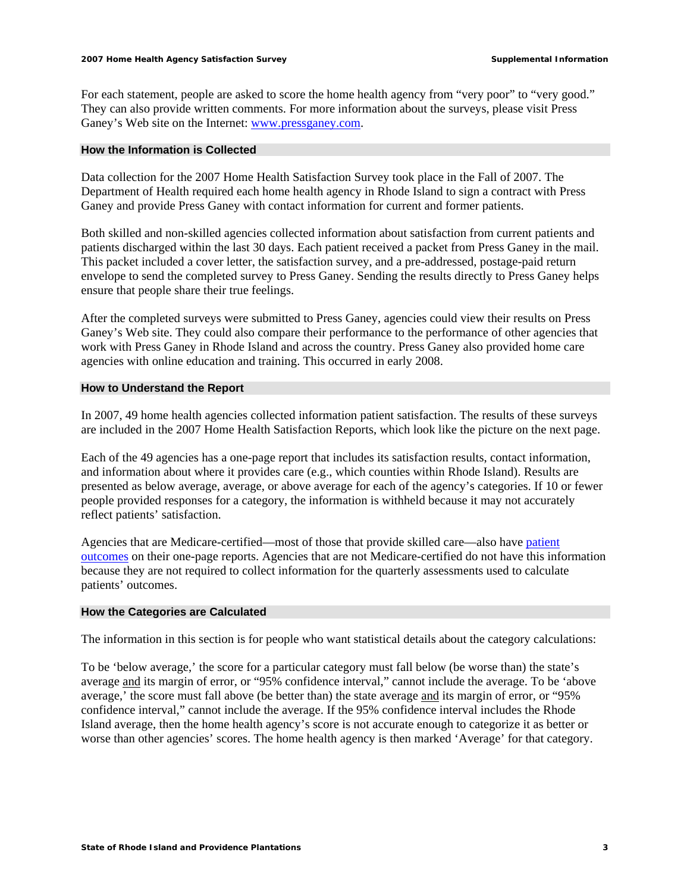For each statement, people are asked to score the home health agency from "very poor" to "very good." They can also provide written comments. For more information about the surveys, please visit Press Ganey's Web site on the Internet: [www.pressganey.com](http://www.pressganey.com).

## How the Information is Collected

Data collection for the 2007 Home Health Satisfaction Survey took place in the Fall of 2007. The Department of Health required each home health agency in Rhode Island to sign a contract with Press Ganey and provide Press Ganey with contact information for current and former patients.

Both skilled and non-skilled agencies collected information about satisfaction from current patients and patients discharged within the last 30 days. Each patient received a packet from Press Ganey in the mail. This packet included a cover letter, the satisfaction survey, and a pre-addressed, postage-paid return envelope to send the completed survey to Press Ganey. Sending the results directly to Press Ganey helps ensure that people share their true feelings.

After the completed surveys were submitted to Press Ganey, agencies could view their results on Press Ganey's Web site. They could also compare their performance to the performance of other agencies that work with Press Ganey in Rhode Island and across the country. Press Ganey also provided home care agencies with online education and training. This occurred in early 2008.

## How to Understand the Report

In 2007, 49 home health agencies collected information patient satisfaction. The results of these surveys are included in the 2007 Home Health Satisfaction Reports, which look like the picture on the next page.

Each of the 49 agencies has a one-page report that includes its satisfaction results, contact information, and information about where it provides care (e.g., which counties within Rhode Island). Results are presented as below average, average, or above average for each of the agency's categories. If 10 or fewer people provided responses for a category, the information is withheld because it may not accurately reflect patients' satisfaction.

Agencies that are Medicare-certified—most of those that provide skilled care—also have patient outcomes on their one-page reports. Agencies that are not Medicare-certified do not have this information because they are not required to collect information for the quarterly assessments used to calculate patients' outcomes.

## How the Categories are Calculated

The information in this section is for people who want statistical details about the category calculations:

To be 'below average,' the score for a particular category must fall below (be worse than) the state's average and its margin of error, or "95% confidence interval," cannot include the average. To be 'above average,' the score must fall above (be better than) the state average and its margin of error, or "95% confidence interval," cannot include the average. If the 95% confidence interval includes the Rhode Island average, then the home health agency's score is not accurate enough to categorize it as better or worse than other agencies' scores. The home health agency is then marked 'Average' for that category.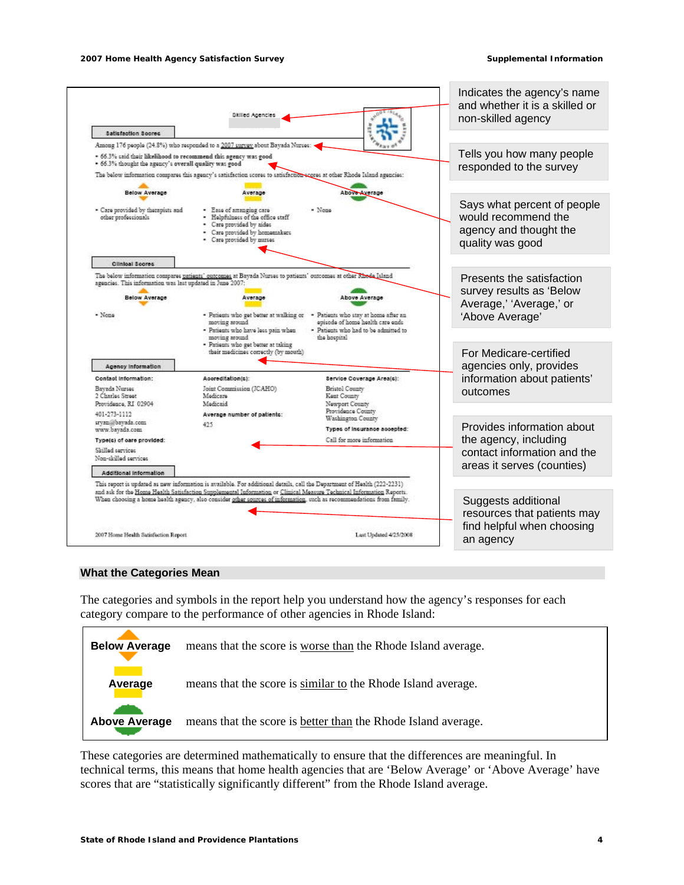Skilled Agencies

**Satisfaction Scores**

Among 176 people (24.8%) who responded to a 2007 survey about Bayada Nurses:

- 66.3% said their likelihood to recommend this agency was good
- 66.3% thought the agency's overall quality was good

The below information compares this agency's satisfaction scores to satisfaction scores at other Rhode Island agencies:

| Below Average | Average | Above Average |
|---|---|---|
| • Care provided by therapists and other professionals | • Ease of arranging care<br>• Helpfulness of the office staff<br>• Care provided by aides<br>• Care provided by homemakers<br>• Care provided by nurses | • None |

**Clinical Scores**

The below information compares patients' outcomes at Bayada Nurses to patients' outcomes at other Rhode Island agencies. This information was last updated in June 2007:

| Below Average | Average | Above Average |
|---|---|---|
| • None | • Patients who get better at walking or moving around<br>• Patients who have less pain when moving around<br>• Patients who get better at taking their medicines correctly (by mouth) | • Patients who stay at home after an episode of home health care ends<br>• Patients who had to be admitted to the hospital |

**Agency Information**

**Contact Information:**
Bayada Nurses
2 Charles Street
Providence, RI 02904
401-273-1112
sryan@bayada.com
www.bayada.com

**Type(s) of care provided:**
Skilled services
Non-skilled services

**Accreditation(s):**
Joint Commission (JCAHO)
Medicare
Medicaid

**Average number of patients:**
425

**Service Coverage Area(s):**
Bristol County
Kent County
Newport County
Providence County
Washington County

**Types of insurance accepted:**
Call for more information

**Additional Information**

This report is updated as new information is available. For additional details, call the Department of Health (222-2231) and ask for the Home Health Satisfaction Supplemental Information or Clinical Measure Technical Information Reports. When choosing a home health agency, also consider other sources of information, such as recommendations from family.

2007 Home Health Satisfaction Report — Last Updated 4/25/2008

- Indicates the agency's name and whether it is a skilled or non-skilled agency
- Tells you how many people responded to the survey
- Says what percent of people would recommend the agency and thought the quality was good
- Presents the satisfaction survey results as 'Below Average,' 'Average,' or 'Above Average'
- For Medicare-certified agencies only, provides information about patients' outcomes
- Provides information about the agency, including contact information and the areas it serves (counties)
- Suggests additional resources that patients may find helpful when choosing an agency

## What the Categories Mean

The categories and symbols in the report help you understand how the agency's responses for each category compare to the performance of other agencies in Rhode Island:

| | |
|---|---|
| **Below Average** | means that the score is worse than the Rhode Island average. |
| **Average** | means that the score is similar to the Rhode Island average. |
| **Above Average** | means that the score is better than the Rhode Island average. |

These categories are determined mathematically to ensure that the differences are meaningful. In technical terms, this means that home health agencies that are 'Below Average' or 'Above Average' have scores that are "statistically significantly different" from the Rhode Island average.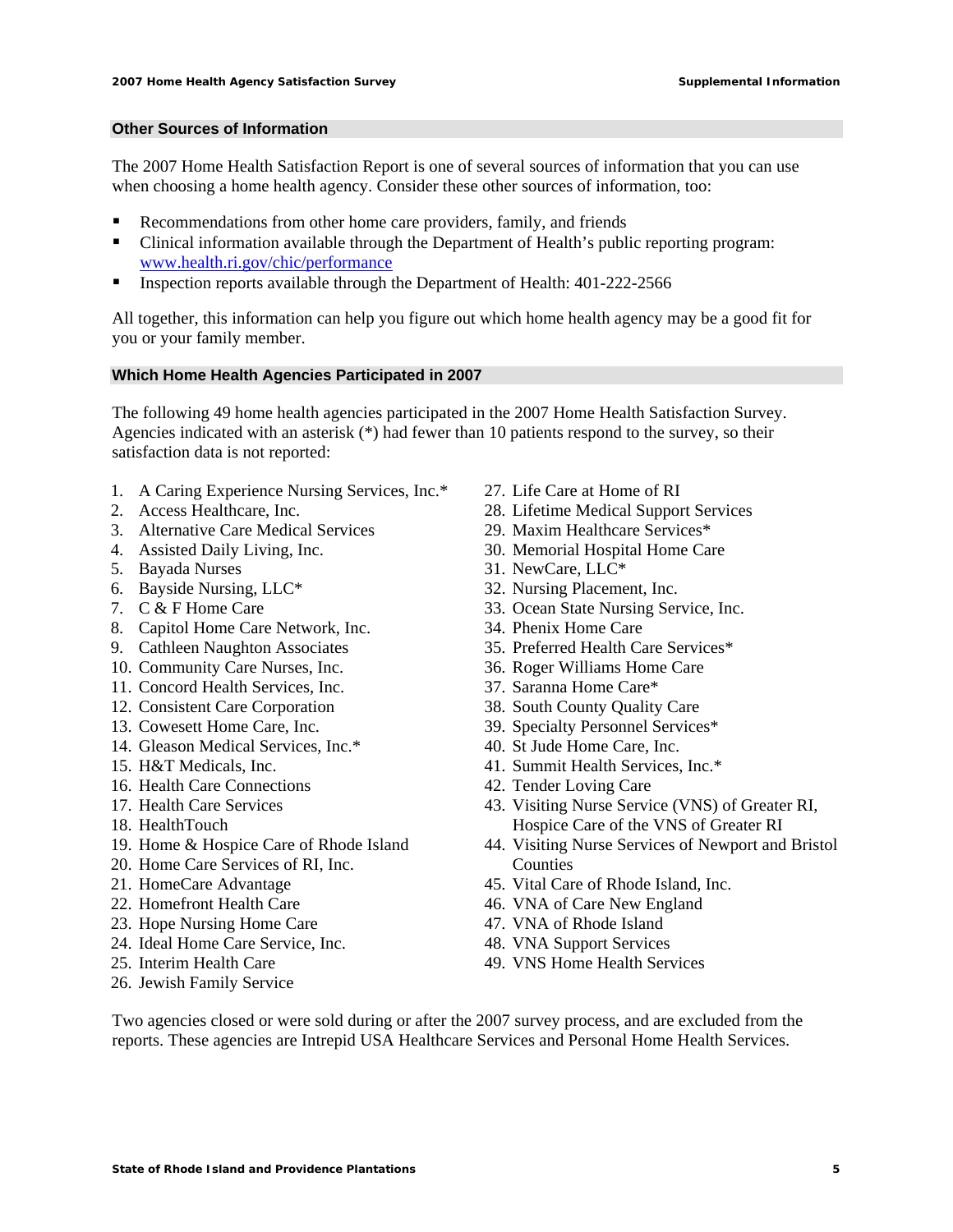## Other Sources of Information

The 2007 Home Health Satisfaction Report is one of several sources of information that you can use when choosing a home health agency. Consider these other sources of information, too:

- Recommendations from other home care providers, family, and friends
- Clinical information available through the Department of Health's public reporting program: www.health.ri.gov/chic/performance
- Inspection reports available through the Department of Health: 401-222-2566

All together, this information can help you figure out which home health agency may be a good fit for you or your family member.

## Which Home Health Agencies Participated in 2007

The following 49 home health agencies participated in the 2007 Home Health Satisfaction Survey. Agencies indicated with an asterisk (*) had fewer than 10 patients respond to the survey, so their satisfaction data is not reported:

1. A Caring Experience Nursing Services, Inc.*
2. Access Healthcare, Inc.
3. Alternative Care Medical Services
4. Assisted Daily Living, Inc.
5. Bayada Nurses
6. Bayside Nursing, LLC*
7. C & F Home Care
8. Capitol Home Care Network, Inc.
9. Cathleen Naughton Associates
10. Community Care Nurses, Inc.
11. Concord Health Services, Inc.
12. Consistent Care Corporation
13. Cowesett Home Care, Inc.
14. Gleason Medical Services, Inc.*
15. H&T Medicals, Inc.
16. Health Care Connections
17. Health Care Services
18. HealthTouch
19. Home & Hospice Care of Rhode Island
20. Home Care Services of RI, Inc.
21. HomeCare Advantage
22. Homefront Health Care
23. Hope Nursing Home Care
24. Ideal Home Care Service, Inc.
25. Interim Health Care
26. Jewish Family Service
27. Life Care at Home of RI
28. Lifetime Medical Support Services
29. Maxim Healthcare Services*
30. Memorial Hospital Home Care
31. NewCare, LLC*
32. Nursing Placement, Inc.
33. Ocean State Nursing Service, Inc.
34. Phenix Home Care
35. Preferred Health Care Services*
36. Roger Williams Home Care
37. Saranna Home Care*
38. South County Quality Care
39. Specialty Personnel Services*
40. St Jude Home Care, Inc.
41. Summit Health Services, Inc.*
42. Tender Loving Care
43. Visiting Nurse Service (VNS) of Greater RI, Hospice Care of the VNS of Greater RI
44. Visiting Nurse Services of Newport and Bristol Counties
45. Vital Care of Rhode Island, Inc.
46. VNA of Care New England
47. VNA of Rhode Island
48. VNA Support Services
49. VNS Home Health Services

Two agencies closed or were sold during or after the 2007 survey process, and are excluded from the reports. These agencies are Intrepid USA Healthcare Services and Personal Home Health Services.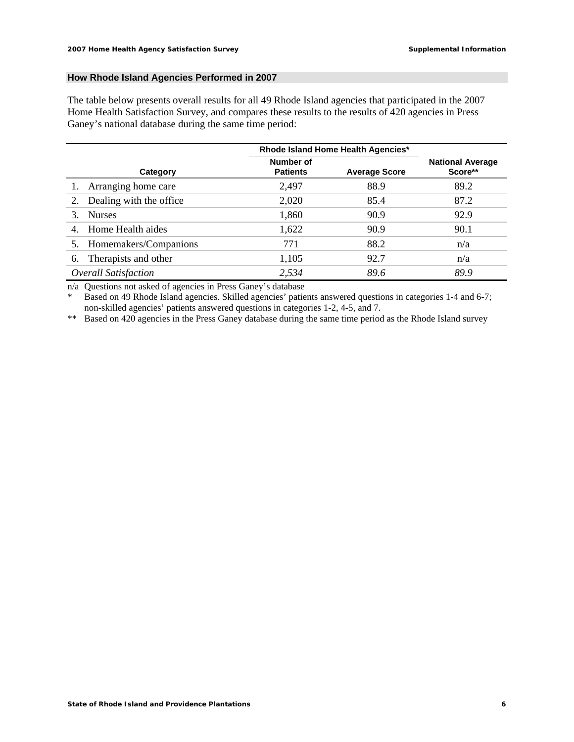## How Rhode Island Agencies Performed in 2007

The table below presents overall results for all 49 Rhode Island agencies that participated in the 2007 Home Health Satisfaction Survey, and compares these results to the results of 420 agencies in Press Ganey's national database during the same time period:

| | Rhode Island Home Health Agencies* | | |
|---|---|---|---|
| Category | Number of Patients | Average Score | National Average Score** |
| 1. Arranging home care | 2,497 | 88.9 | 89.2 |
| 2. Dealing with the office | 2,020 | 85.4 | 87.2 |
| 3. Nurses | 1,860 | 90.9 | 92.9 |
| 4. Home Health aides | 1,622 | 90.9 | 90.1 |
| 5. Homemakers/Companions | 771 | 88.2 | n/a |
| 6. Therapists and other | 1,105 | 92.7 | n/a |
| *Overall Satisfaction* | *2,534* | *89.6* | *89.9* |

n/a Questions not asked of agencies in Press Ganey's database

\* Based on 49 Rhode Island agencies. Skilled agencies' patients answered questions in categories 1-4 and 6-7; non-skilled agencies' patients answered questions in categories 1-2, 4-5, and 7.

\** Based on 420 agencies in the Press Ganey database during the same time period as the Rhode Island survey